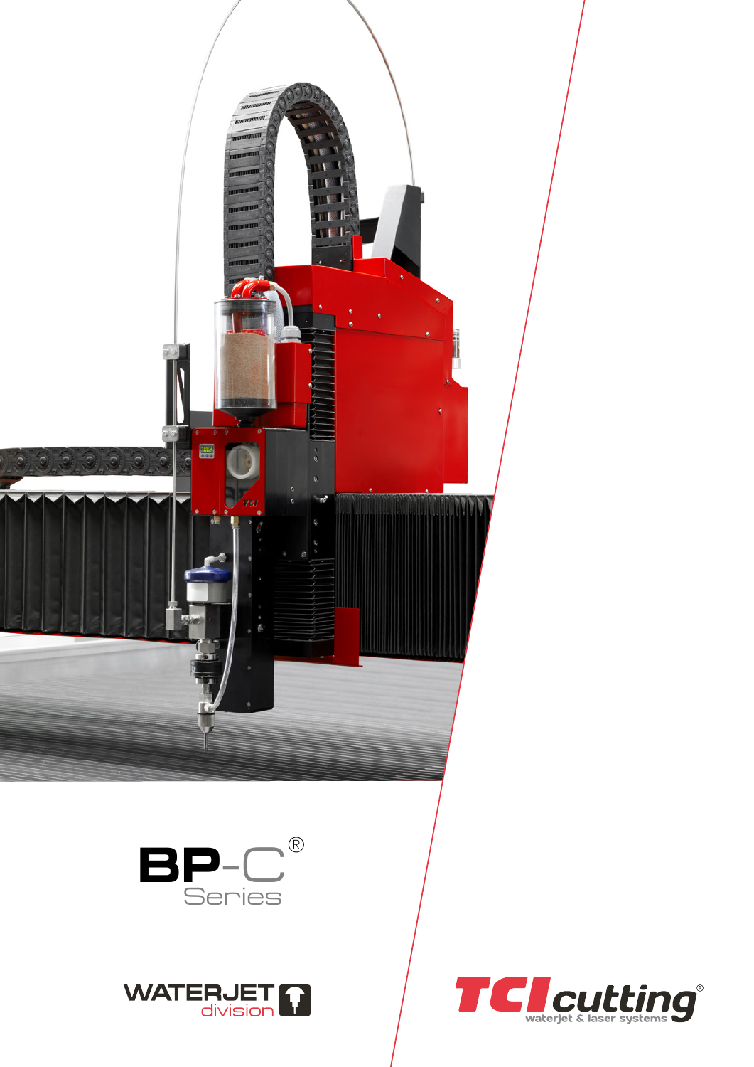# BP-C® Series

WATERJET division

TCI cutting®
waterjet & laser systems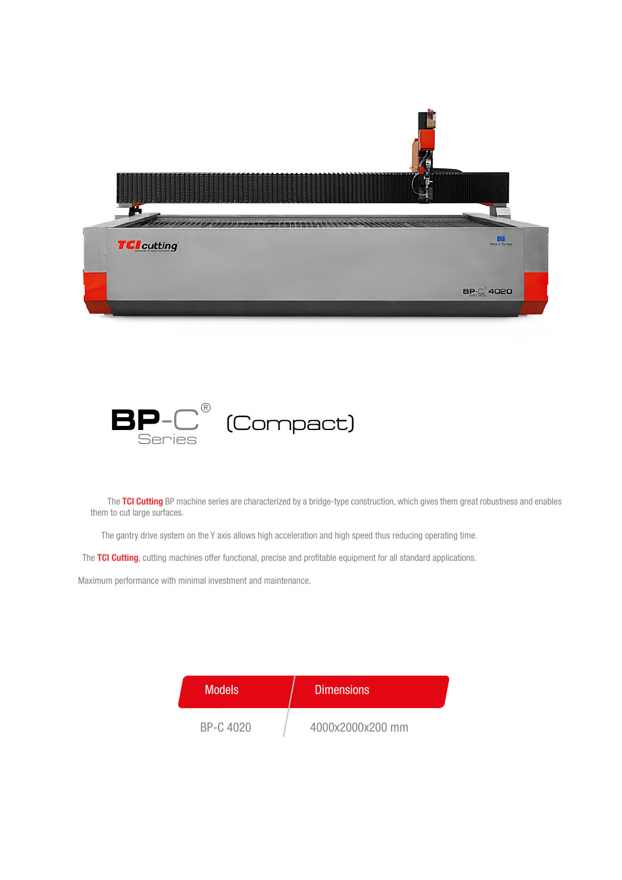# BP-C® Series (Compact)

The **TCI Cutting** BP machine series are characterized by a bridge-type construction, which gives them great robustness and enables them to cut large surfaces.

The gantry drive system on the Y axis allows high acceleration and high speed thus reducing operating time.

The **TCI Cutting**, cutting machines offer functional, precise and profitable equipment for all standard applications.

Maximum performance with minimal investment and maintenance.

| Models | Dimensions |
|---|---|
| BP-C 4020 | 4000x2000x200 mm |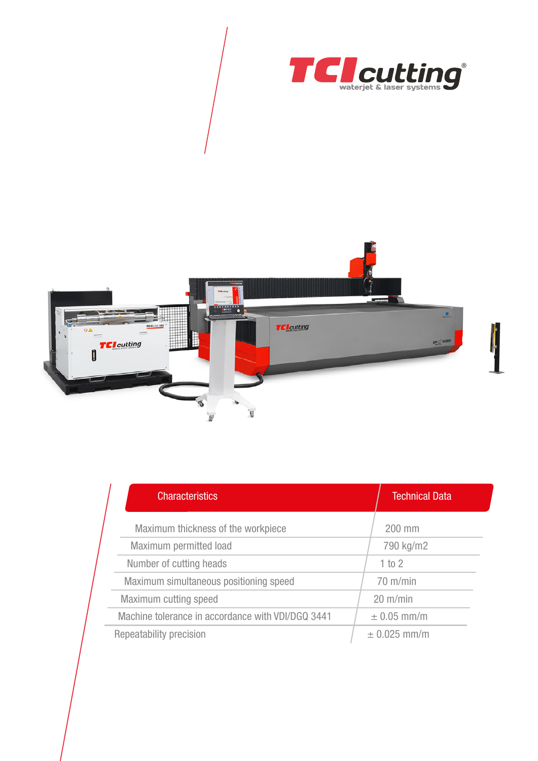| Characteristics | Technical Data |
|---|---|
| Maximum thickness of the workpiece | 200 mm |
| Maximum permitted load | 790 kg/m2 |
| Number of cutting heads | 1 to 2 |
| Maximum simultaneous positioning speed | 70 m/min |
| Maximum cutting speed | 20 m/min |
| Machine tolerance in accordance with VDI/DGQ 3441 | ± 0.05 mm/m |
| Repeatability precision | ± 0.025 mm/m |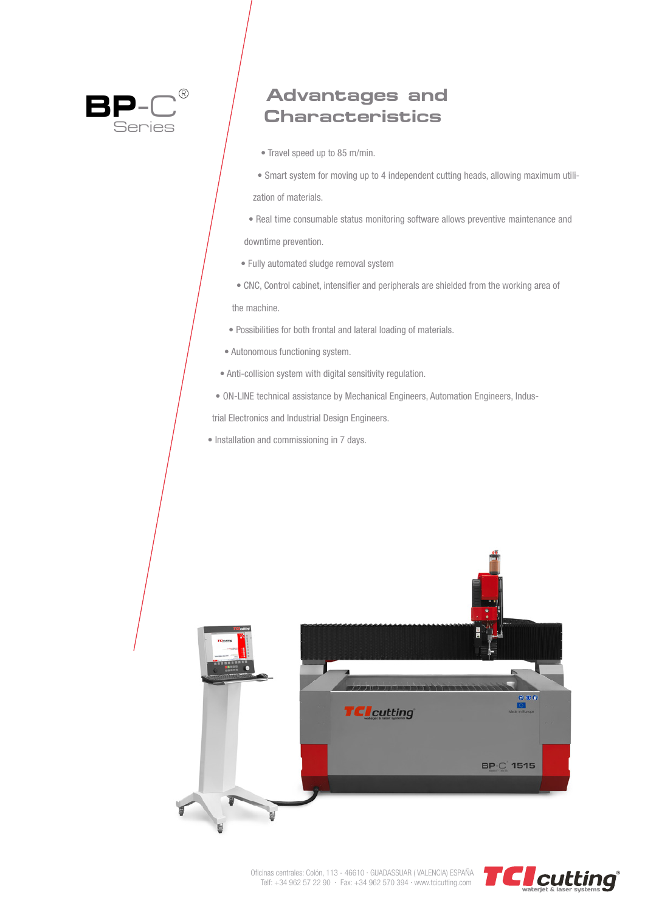# BP-C® Series

## Advantages and Characteristics

- Travel speed up to 85 m/min.
- Smart system for moving up to 4 independent cutting heads, allowing maximum utilization of materials.
- Real time consumable status monitoring software allows preventive maintenance and downtime prevention.
- Fully automated sludge removal system
- CNC, Control cabinet, intensifier and peripherals are shielded from the working area of the machine.
- Possibilities for both frontal and lateral loading of materials.
- Autonomous functioning system.
- Anti-collision system with digital sensitivity regulation.
- ON-LINE technical assistance by Mechanical Engineers, Automation Engineers, Industrial Electronics and Industrial Design Engineers.
- Installation and commissioning in 7 days.

Oficinas centrales: Colón, 113 - 46610 - GUADASSUAR ( VALENCIA) ESPAÑA
Telf: +34 962 57 22 90 - Fax: +34 962 570 394 - www.tcicutting.com

TCI cutting® waterjet & laser systems